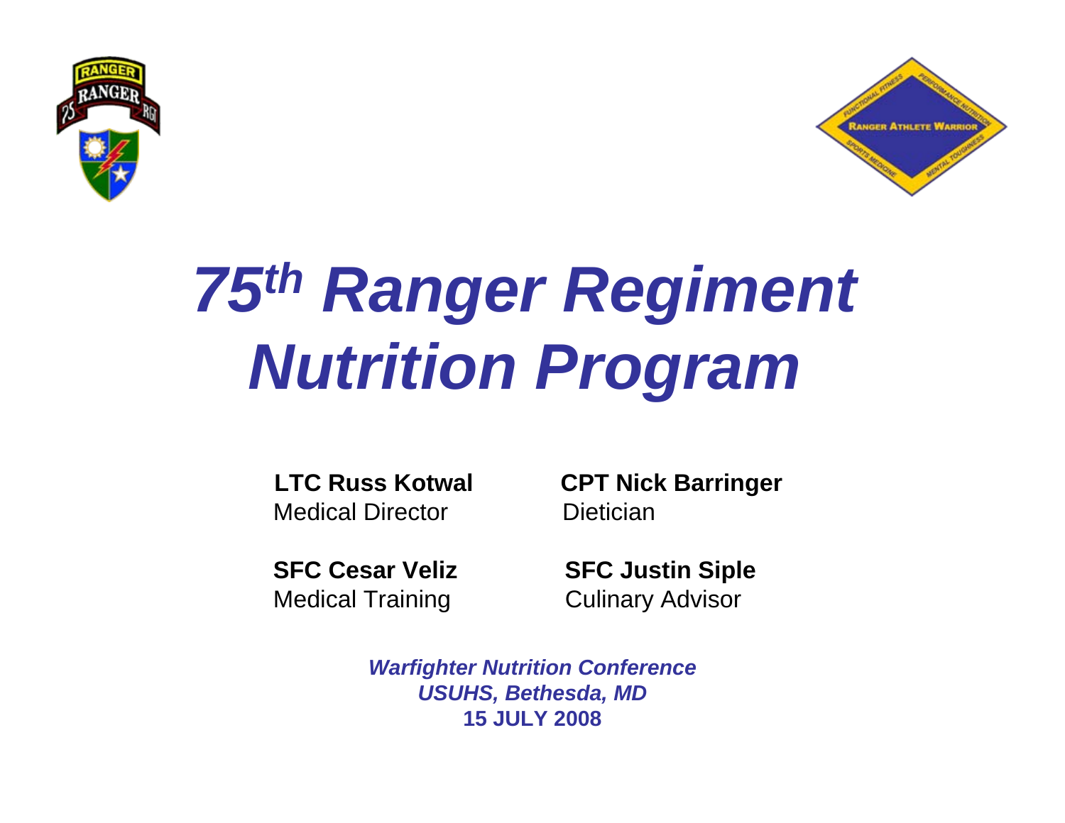# *75th Ranger Regiment Nutrition Program*

**LTC Russ Kotwal**
Medical Director

**CPT Nick Barringer**
Dietician

**SFC Cesar Veliz**
Medical Training

**SFC Justin Siple**
Culinary Advisor

***Warfighter Nutrition Conference***
***USUHS, Bethesda, MD***
**15 JULY 2008**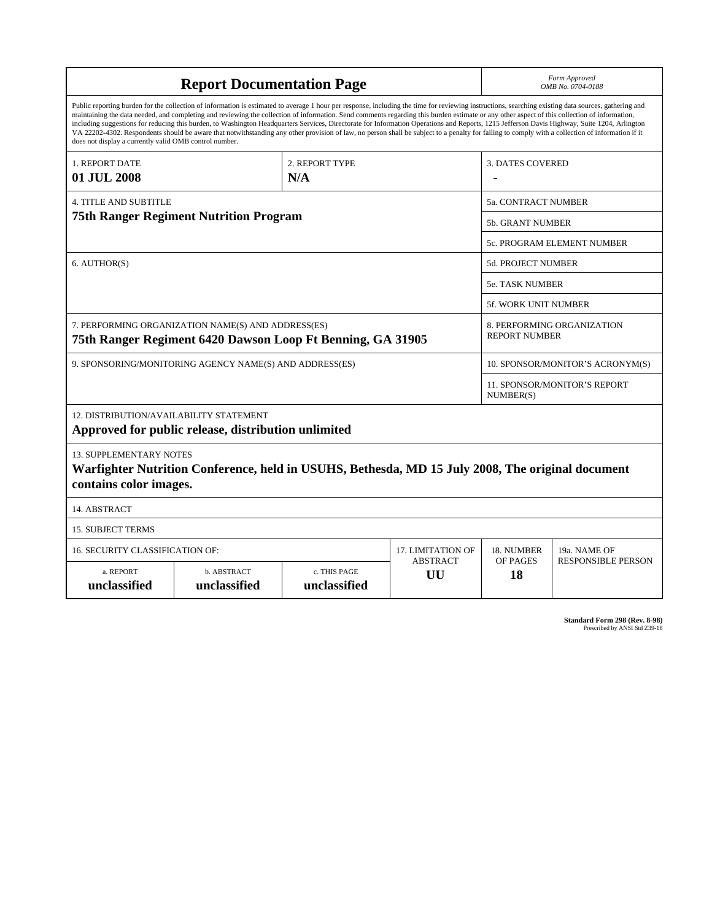| **Report Documentation Page** | | | | | *Form Approved* *OMB No. 0704-0188* |
|---|---|---|---|---|---|
| Public reporting burden for the collection of information is estimated to average 1 hour per response, including the time for reviewing instructions, searching existing data sources, gathering and maintaining the data needed, and completing and reviewing the collection of information. Send comments regarding this burden estimate or any other aspect of this collection of information, including suggestions for reducing this burden, to Washington Headquarters Services, Directorate for Information Operations and Reports, 1215 Jefferson Davis Highway, Suite 1204, Arlington VA 22202-4302. Respondents should be aware that notwithstanding any other provision of law, no person shall be subject to a penalty for failing to comply with a collection of information if it does not display a currently valid OMB control number. | | | | | |
| 1. REPORT DATE **01 JUL 2008** | | 2. REPORT TYPE **N/A** | | 3. DATES COVERED **-** | |
| 4. TITLE AND SUBTITLE **75th Ranger Regiment Nutrition Program** | | | | 5a. CONTRACT NUMBER | |
| | | | | 5b. GRANT NUMBER | |
| | | | | 5c. PROGRAM ELEMENT NUMBER | |
| 6. AUTHOR(S) | | | | 5d. PROJECT NUMBER | |
| | | | | 5e. TASK NUMBER | |
| | | | | 5f. WORK UNIT NUMBER | |
| 7. PERFORMING ORGANIZATION NAME(S) AND ADDRESS(ES) **75th Ranger Regiment 6420 Dawson Loop Ft Benning, GA 31905** | | | | 8. PERFORMING ORGANIZATION REPORT NUMBER | |
| 9. SPONSORING/MONITORING AGENCY NAME(S) AND ADDRESS(ES) | | | | 10. SPONSOR/MONITOR'S ACRONYM(S) | |
| | | | | 11. SPONSOR/MONITOR'S REPORT NUMBER(S) | |
| 12. DISTRIBUTION/AVAILABILITY STATEMENT **Approved for public release, distribution unlimited** | | | | | |
| 13. SUPPLEMENTARY NOTES **Warfighter Nutrition Conference, held in USUHS, Bethesda, MD 15 July 2008, The original document contains color images.** | | | | | |
| 14. ABSTRACT | | | | | |
| 15. SUBJECT TERMS | | | | | |
| 16. SECURITY CLASSIFICATION OF: | | | 17. LIMITATION OF ABSTRACT | 18. NUMBER OF PAGES | 19a. NAME OF RESPONSIBLE PERSON |
| a. REPORT **unclassified** | b. ABSTRACT **unclassified** | c. THIS PAGE **unclassified** | **UU** | **18** | |

**Standard Form 298 (Rev. 8-98)**
Prescribed by ANSI Std Z39-18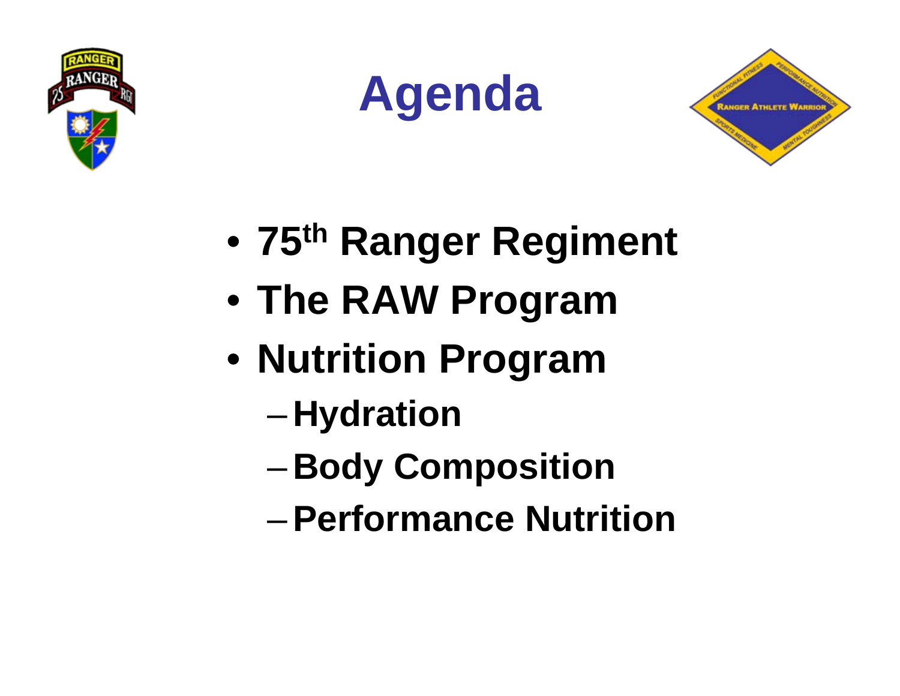# Agenda

- 75th Ranger Regiment
- The RAW Program
- Nutrition Program
  - Hydration
  - Body Composition
  - Performance Nutrition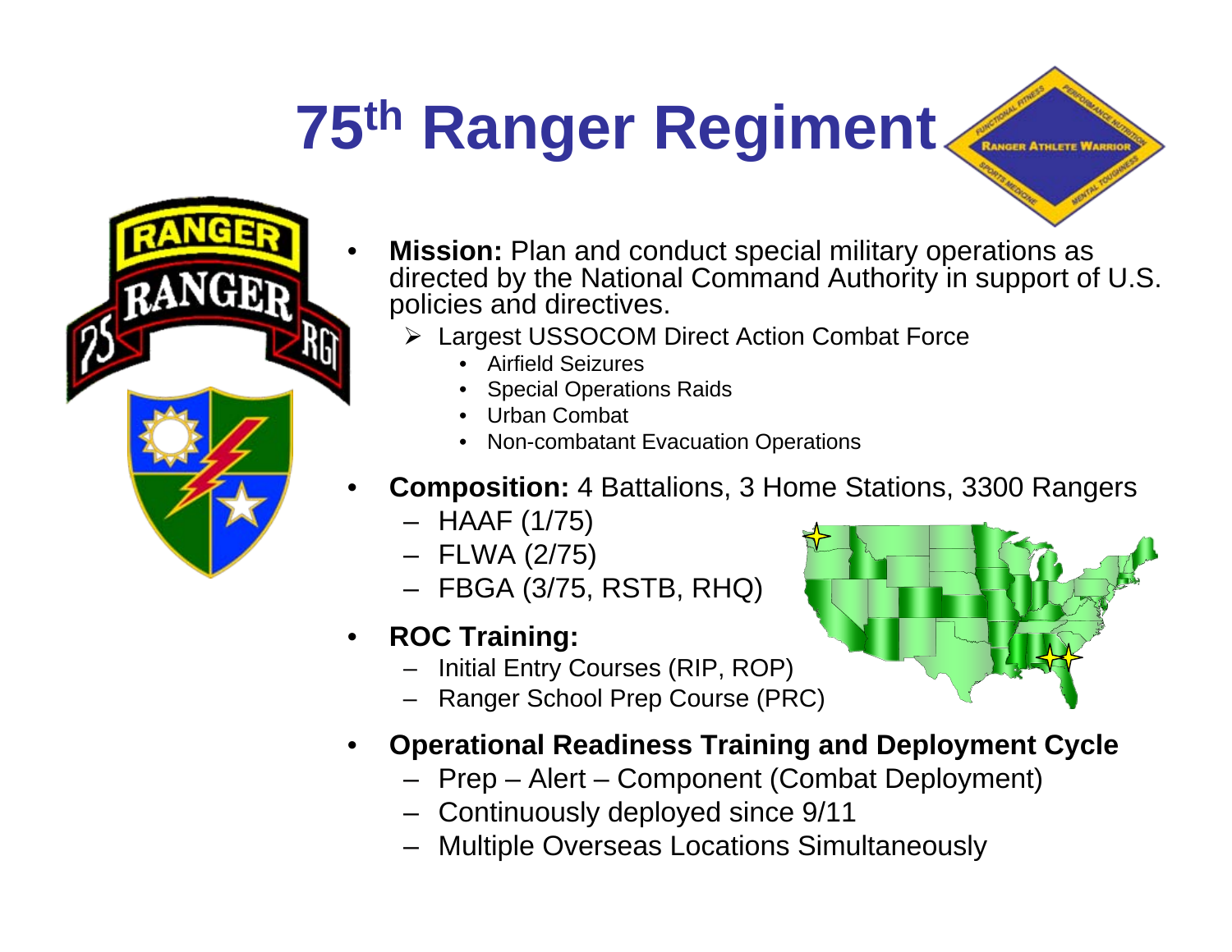# 75th Ranger Regiment

- **Mission:** Plan and conduct special military operations as directed by the National Command Authority in support of U.S. policies and directives.
  - Largest USSOCOM Direct Action Combat Force
    - Airfield Seizures
    - Special Operations Raids
    - Urban Combat
    - Non-combatant Evacuation Operations
- **Composition:** 4 Battalions, 3 Home Stations, 3300 Rangers
  - HAAF (1/75)
  - FLWA (2/75)
  - FBGA (3/75, RSTB, RHQ)
- **ROC Training:**
  - Initial Entry Courses (RIP, ROP)
  - Ranger School Prep Course (PRC)
- **Operational Readiness Training and Deployment Cycle**
  - Prep – Alert – Component (Combat Deployment)
  - Continuously deployed since 9/11
  - Multiple Overseas Locations Simultaneously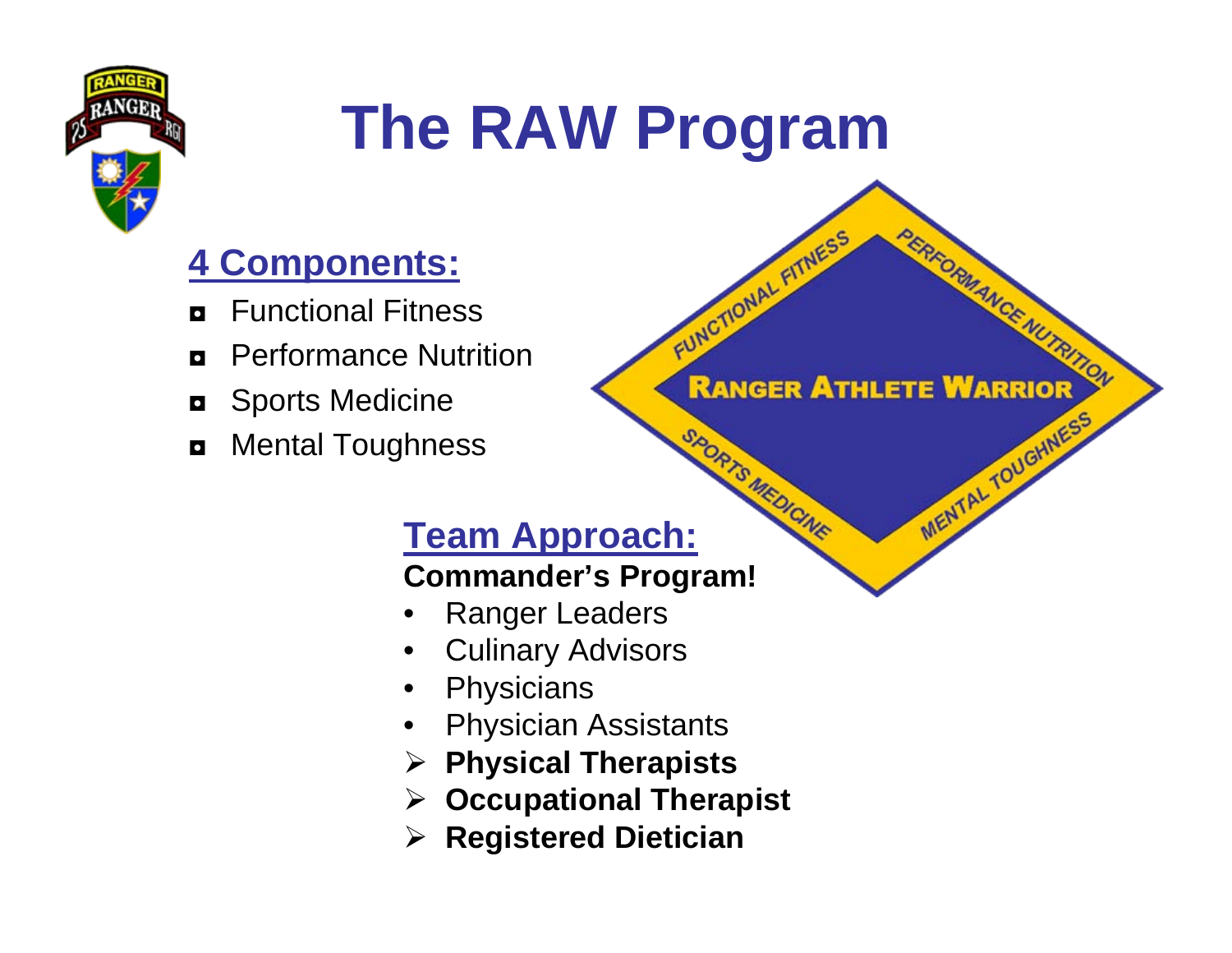# The RAW Program

## 4 Components:

- Functional Fitness
- Performance Nutrition
- Sports Medicine
- Mental Toughness

## Team Approach:

**Commander's Program!**

- Ranger Leaders
- Culinary Advisors
- Physicians
- Physician Assistants
- **Physical Therapists**
- **Occupational Therapist**
- **Registered Dietician**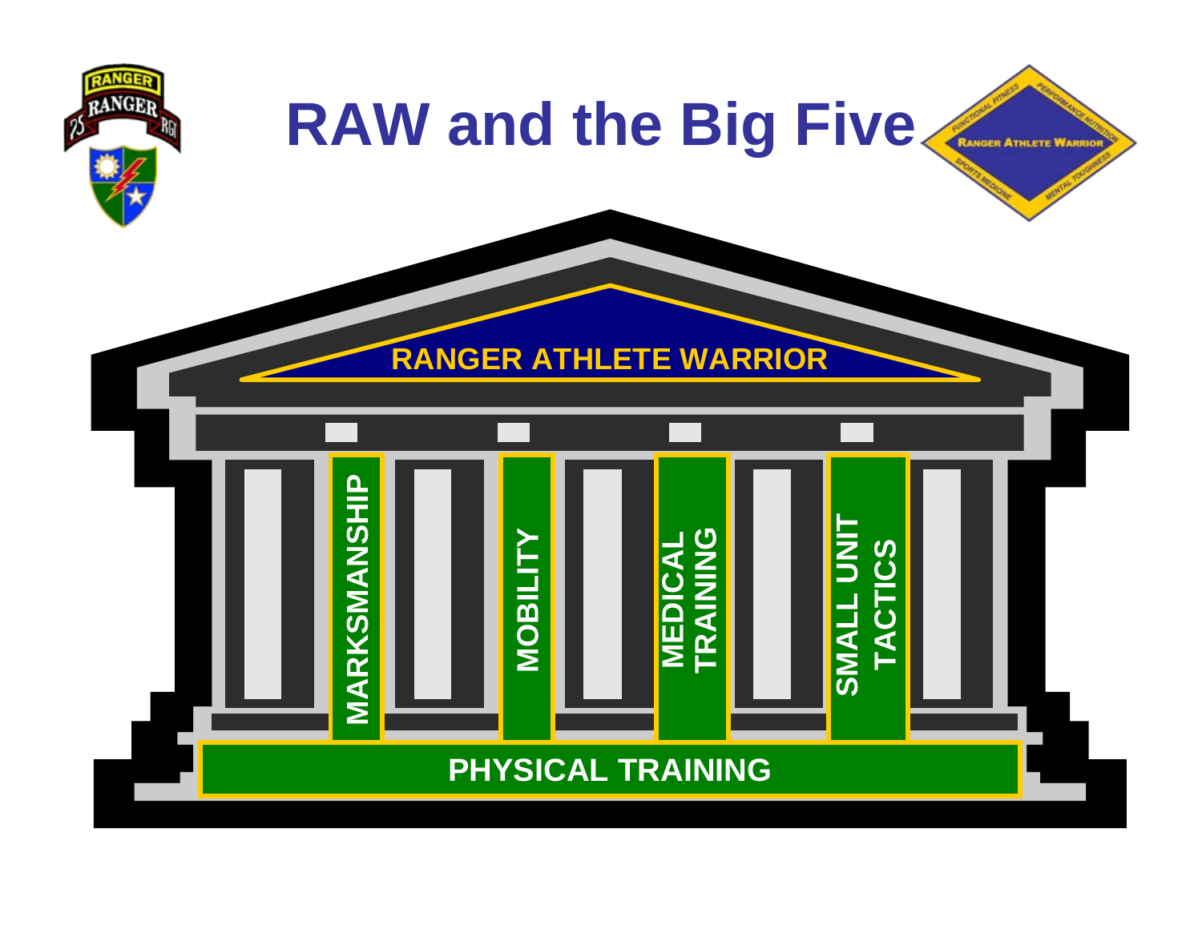# RAW and the Big Five

RANGER ATHLETE WARRIOR

MARKSMANSHIP

MOBILITY

MEDICAL TRAINING

SMALL UNIT TACTICS

PHYSICAL TRAINING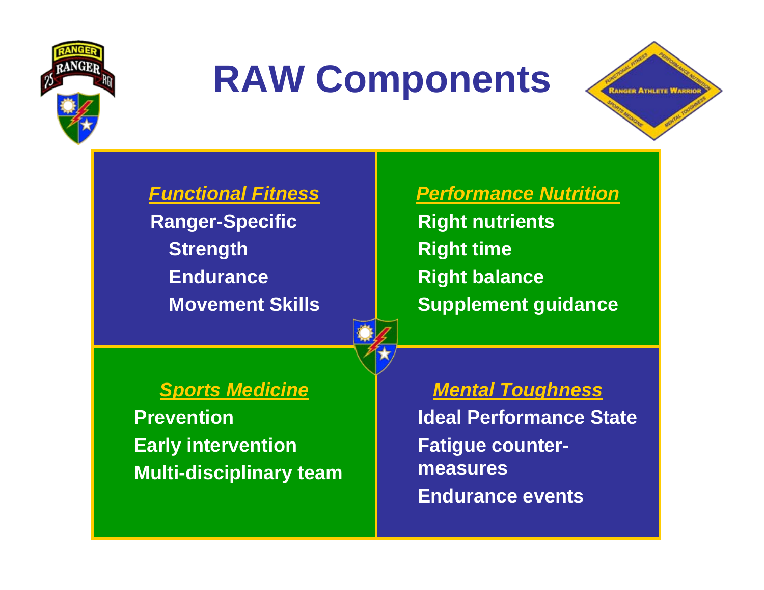# RAW Components

### *Functional Fitness*

**Ranger-Specific**

- **Strength**
- **Endurance**
- **Movement Skills**

### *Performance Nutrition*

- **Right nutrients**
- **Right time**
- **Right balance**
- **Supplement guidance**

### *Sports Medicine*

- **Prevention**
- **Early intervention**
- **Multi-disciplinary team**

### *Mental Toughness*

- **Ideal Performance State**
- **Fatigue counter-measures**
- **Endurance events**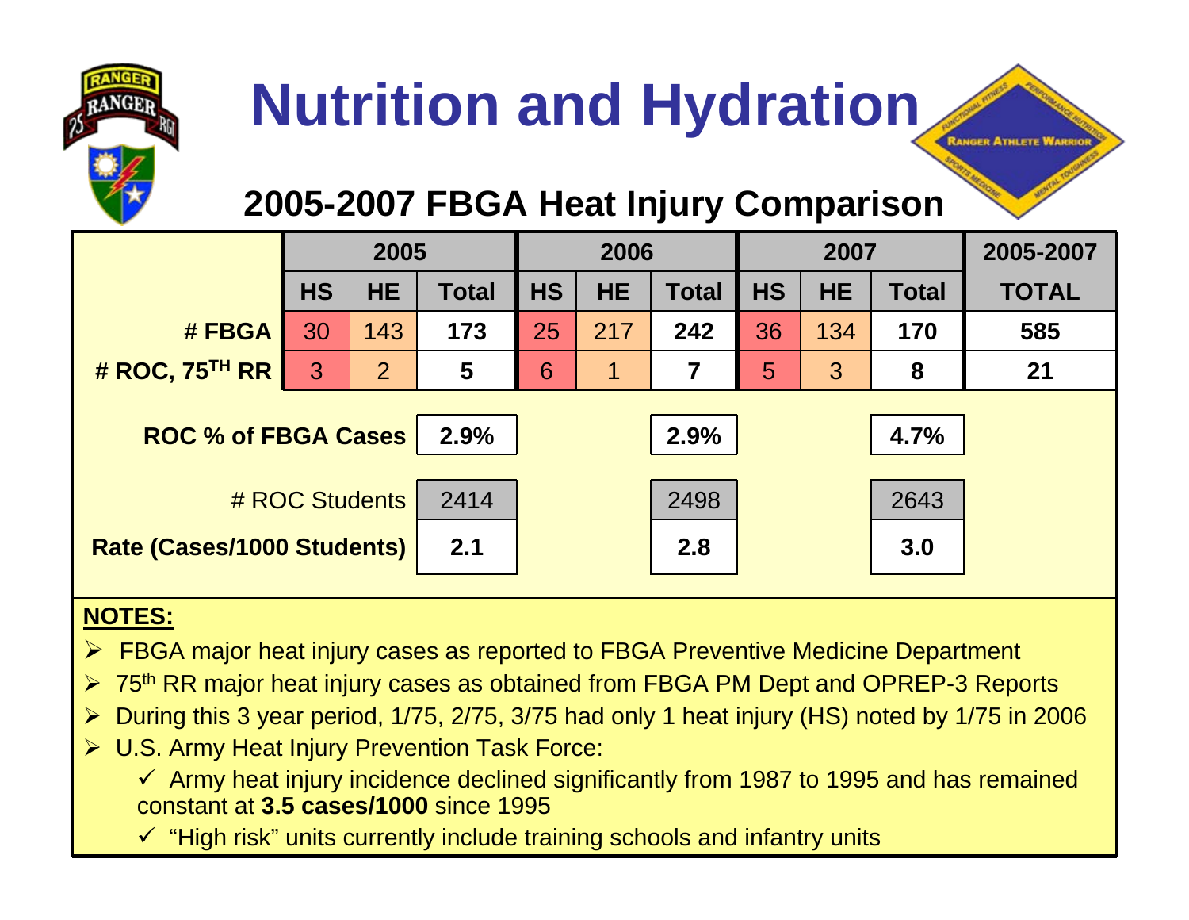# Nutrition and Hydration

## 2005-2007 FBGA Heat Injury Comparison

| | 2005 | | | 2006 | | | 2007 | | | 2005-2007 |
|---|---|---|---|---|---|---|---|---|---|---|
| | HS | HE | Total | HS | HE | Total | HS | HE | Total | TOTAL |
| **# FBGA** | 30 | 143 | **173** | 25 | 217 | **242** | 36 | 134 | **170** | **585** |
| **# ROC, 75TH RR** | 3 | 2 | **5** | 6 | 1 | **7** | 5 | 3 | **8** | **21** |
| **ROC % of FBGA Cases** | | | **2.9%** | | | **2.9%** | | | **4.7%** | |
| # ROC Students | | | 2414 | | | 2498 | | | 2643 | |
| **Rate (Cases/1000 Students)** | | | **2.1** | | | **2.8** | | | **3.0** | |

**NOTES:**

- FBGA major heat injury cases as reported to FBGA Preventive Medicine Department
- 75th RR major heat injury cases as obtained from FBGA PM Dept and OPREP-3 Reports
- During this 3 year period, 1/75, 2/75, 3/75 had only 1 heat injury (HS) noted by 1/75 in 2006
- U.S. Army Heat Injury Prevention Task Force:
  - ✓ Army heat injury incidence declined significantly from 1987 to 1995 and has remained constant at **3.5 cases/1000** since 1995
  - ✓ "High risk" units currently include training schools and infantry units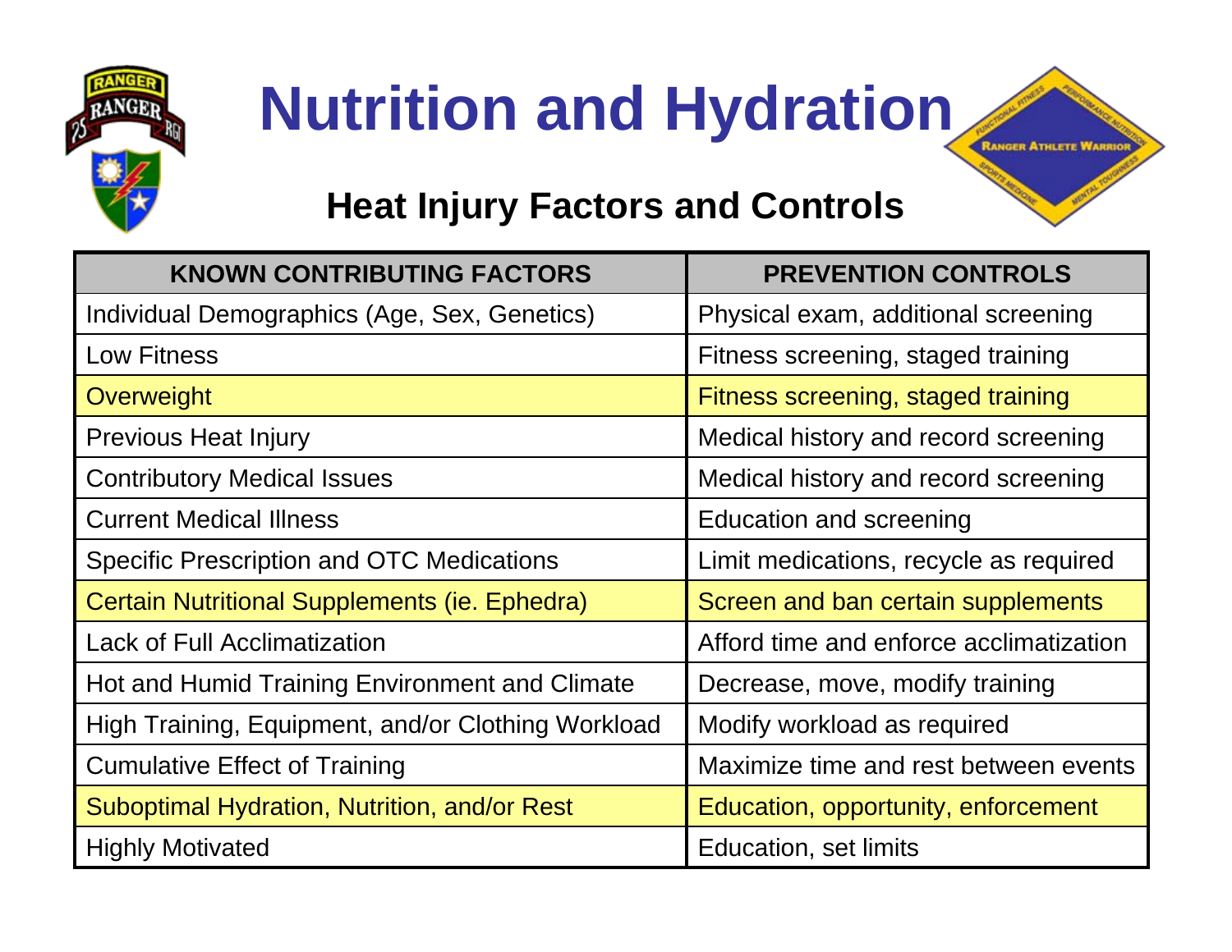# Nutrition and Hydration

## Heat Injury Factors and Controls

| KNOWN CONTRIBUTING FACTORS | PREVENTION CONTROLS |
|---|---|
| Individual Demographics (Age, Sex, Genetics) | Physical exam, additional screening |
| Low Fitness | Fitness screening, staged training |
| Overweight | Fitness screening, staged training |
| Previous Heat Injury | Medical history and record screening |
| Contributory Medical Issues | Medical history and record screening |
| Current Medical Illness | Education and screening |
| Specific Prescription and OTC Medications | Limit medications, recycle as required |
| Certain Nutritional Supplements (ie. Ephedra) | Screen and ban certain supplements |
| Lack of Full Acclimatization | Afford time and enforce acclimatization |
| Hot and Humid Training Environment and Climate | Decrease, move, modify training |
| High Training, Equipment, and/or Clothing Workload | Modify workload as required |
| Cumulative Effect of Training | Maximize time and rest between events |
| Suboptimal Hydration, Nutrition, and/or Rest | Education, opportunity, enforcement |
| Highly Motivated | Education, set limits |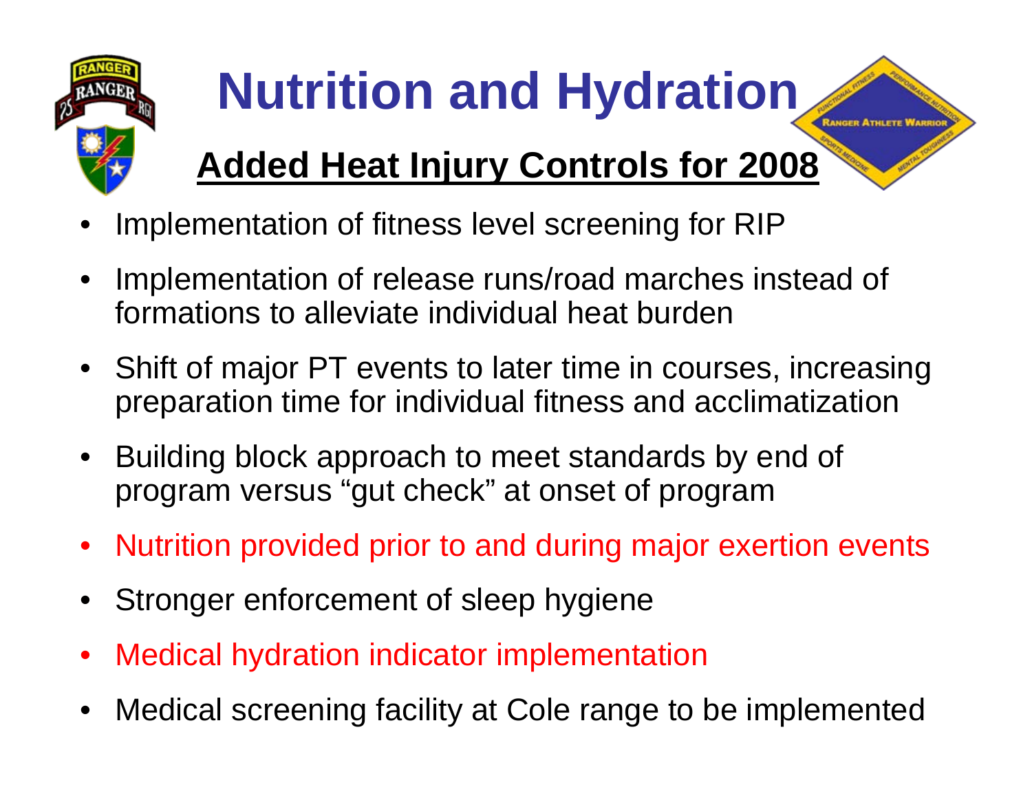# Nutrition and Hydration

## Added Heat Injury Controls for 2008

- Implementation of fitness level screening for RIP
- Implementation of release runs/road marches instead of formations to alleviate individual heat burden
- Shift of major PT events to later time in courses, increasing preparation time for individual fitness and acclimatization
- Building block approach to meet standards by end of program versus "gut check" at onset of program
- Nutrition provided prior to and during major exertion events
- Stronger enforcement of sleep hygiene
- Medical hydration indicator implementation
- Medical screening facility at Cole range to be implemented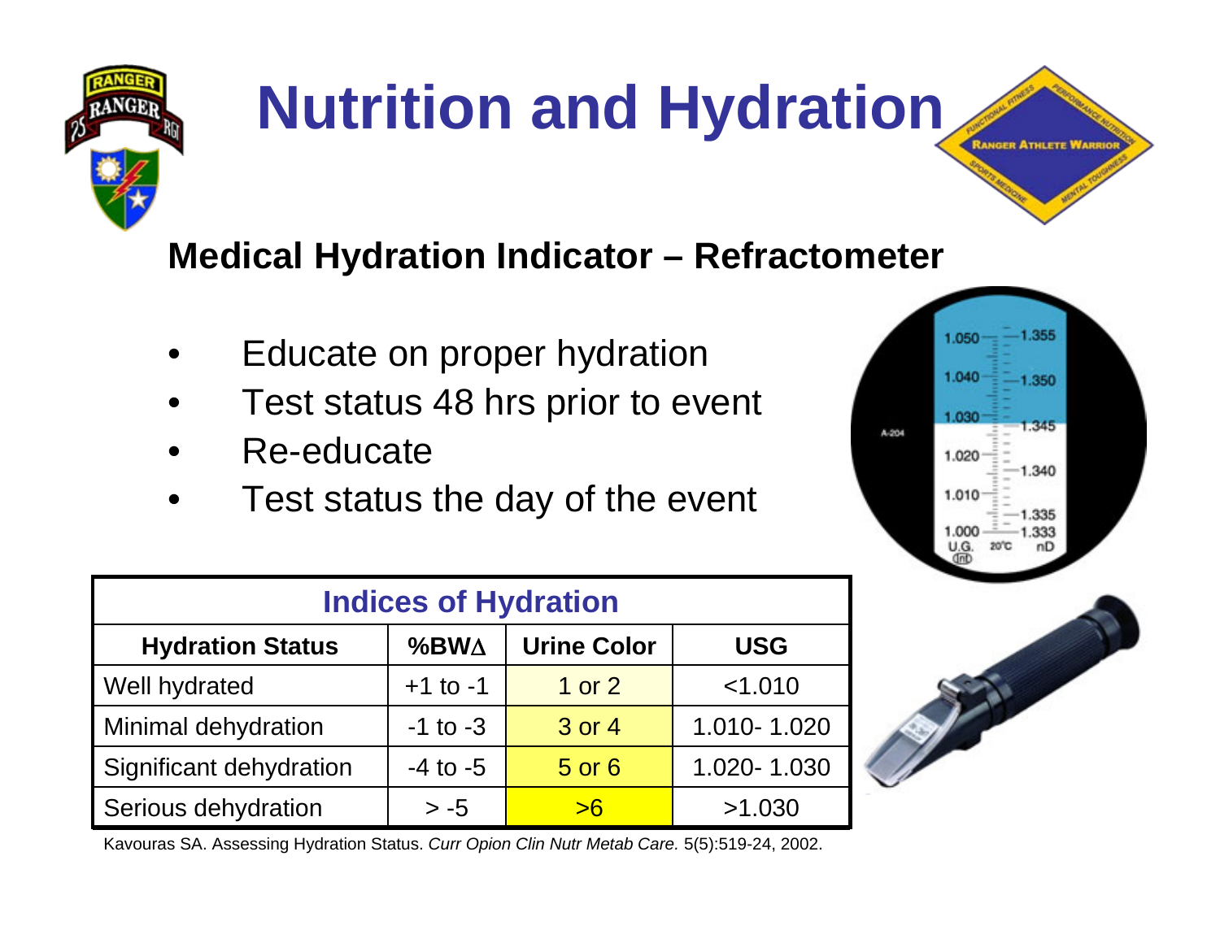# Nutrition and Hydration

## Medical Hydration Indicator – Refractometer

- Educate on proper hydration
- Test status 48 hrs prior to event
- Re-educate
- Test status the day of the event

| Indices of Hydration | | | |
|---|---|---|---|
| **Hydration Status** | **%BW∆** | **Urine Color** | **USG** |
| Well hydrated | +1 to -1 | 1 or 2 | <1.010 |
| Minimal dehydration | -1 to -3 | 3 or 4 | 1.010- 1.020 |
| Significant dehydration | -4 to -5 | 5 or 6 | 1.020- 1.030 |
| Serious dehydration | > -5 | >6 | >1.030 |

Kavouras SA. Assessing Hydration Status. *Curr Opion Clin Nutr Metab Care.* 5(5):519-24, 2002.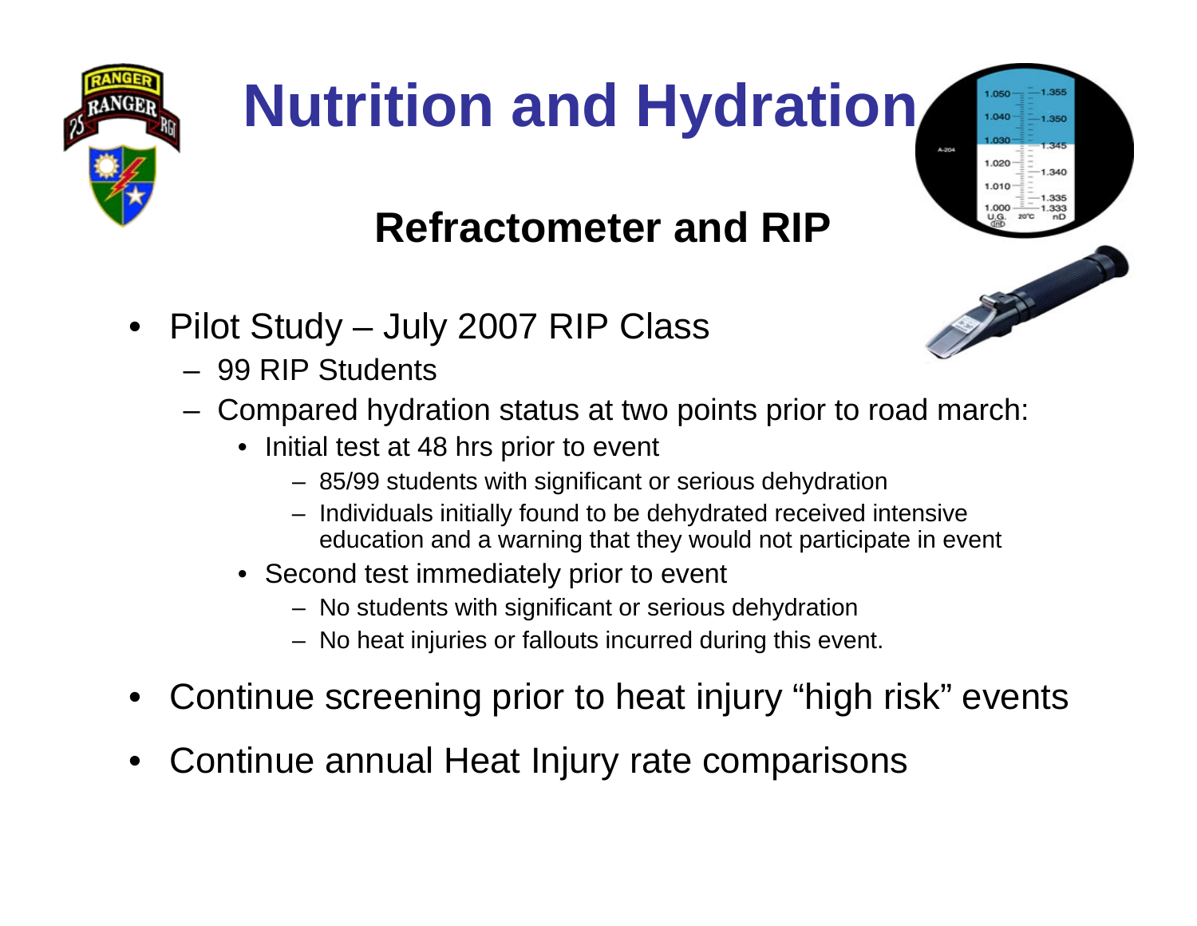# Nutrition and Hydration

## Refractometer and RIP

- Pilot Study – July 2007 RIP Class
  - 99 RIP Students
  - Compared hydration status at two points prior to road march:
    - Initial test at 48 hrs prior to event
      - 85/99 students with significant or serious dehydration
      - Individuals initially found to be dehydrated received intensive education and a warning that they would not participate in event
    - Second test immediately prior to event
      - No students with significant or serious dehydration
      - No heat injuries or fallouts incurred during this event.
- Continue screening prior to heat injury "high risk" events
- Continue annual Heat Injury rate comparisons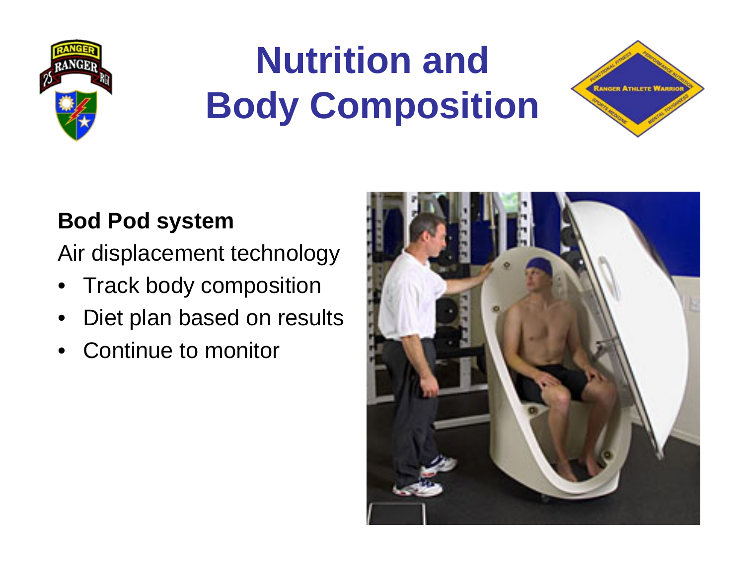# Nutrition and Body Composition

**Bod Pod system**

Air displacement technology

- Track body composition
- Diet plan based on results
- Continue to monitor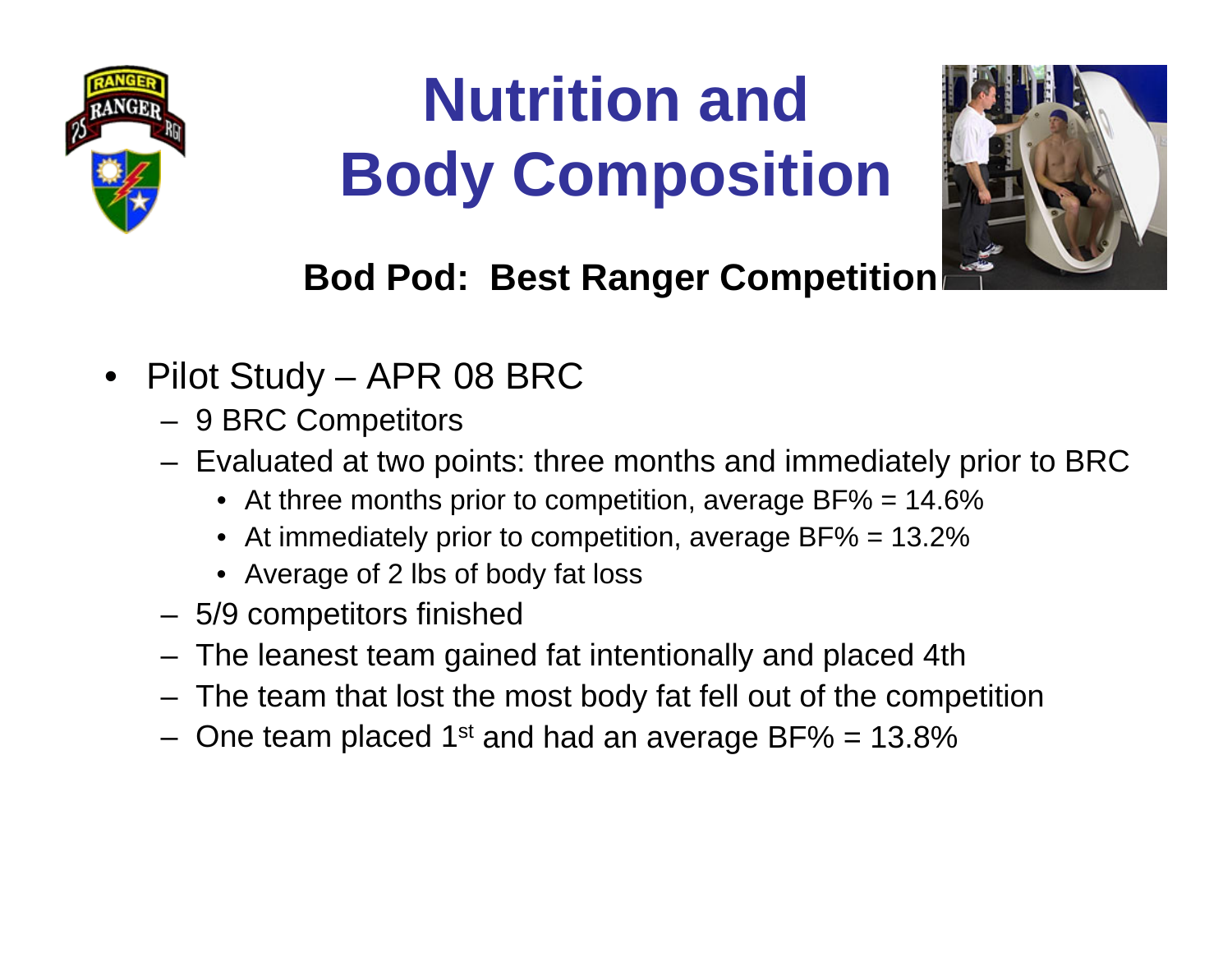# Nutrition and Body Composition

**Bod Pod: Best Ranger Competition**

- Pilot Study – APR 08 BRC
  - 9 BRC Competitors
  - Evaluated at two points: three months and immediately prior to BRC
    - At three months prior to competition, average BF% = 14.6%
    - At immediately prior to competition, average BF% = 13.2%
    - Average of 2 lbs of body fat loss
  - 5/9 competitors finished
  - The leanest team gained fat intentionally and placed 4th
  - The team that lost the most body fat fell out of the competition
  - One team placed 1st and had an average BF% = 13.8%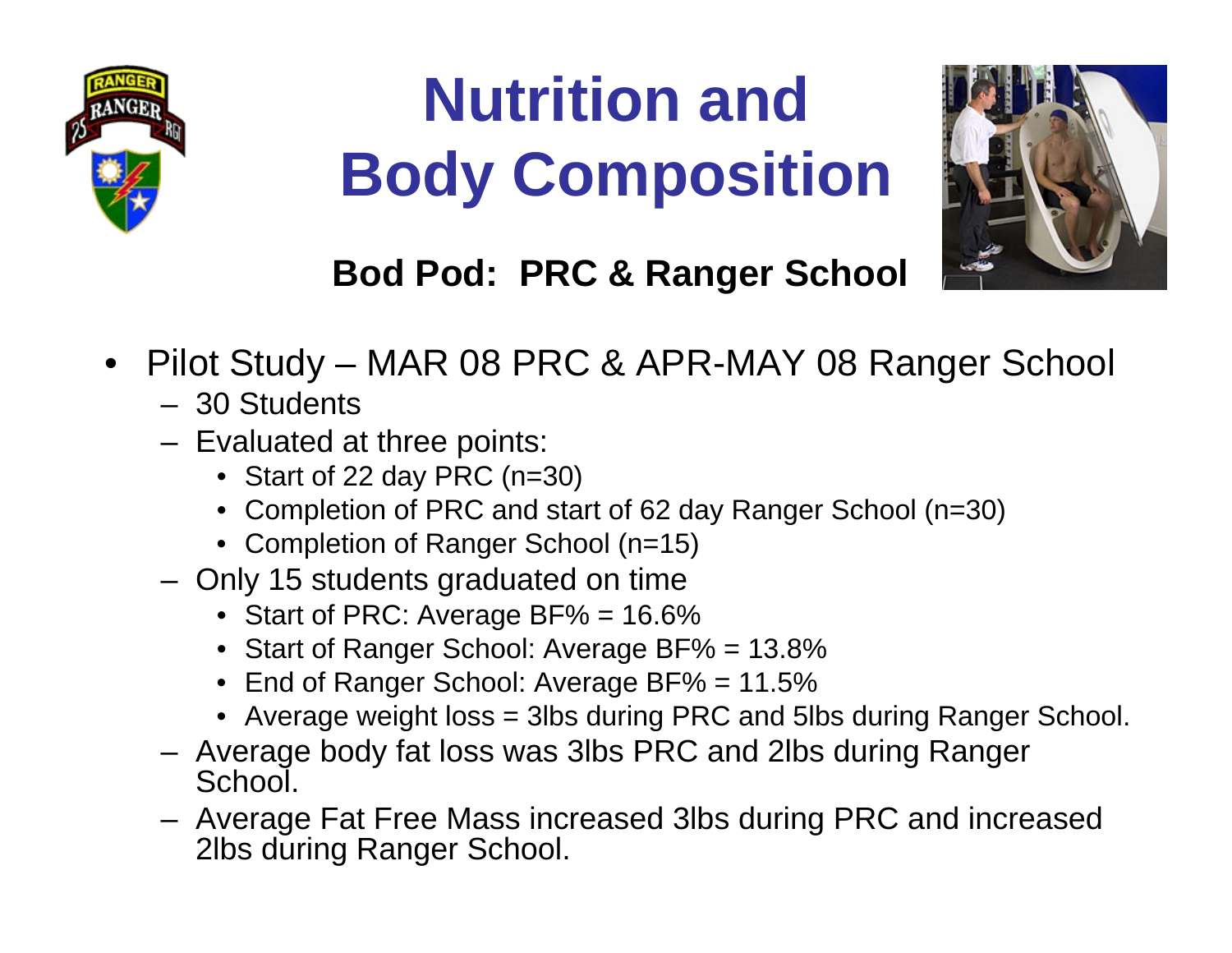# Nutrition and Body Composition

**Bod Pod: PRC & Ranger School**

- Pilot Study – MAR 08 PRC & APR-MAY 08 Ranger School
  - 30 Students
  - Evaluated at three points:
    - Start of 22 day PRC (n=30)
    - Completion of PRC and start of 62 day Ranger School (n=30)
    - Completion of Ranger School (n=15)
  - Only 15 students graduated on time
    - Start of PRC: Average BF% = 16.6%
    - Start of Ranger School: Average BF% = 13.8%
    - End of Ranger School: Average BF% = 11.5%
    - Average weight loss = 3lbs during PRC and 5lbs during Ranger School.
  - Average body fat loss was 3lbs PRC and 2lbs during Ranger School.
  - Average Fat Free Mass increased 3lbs during PRC and increased 2lbs during Ranger School.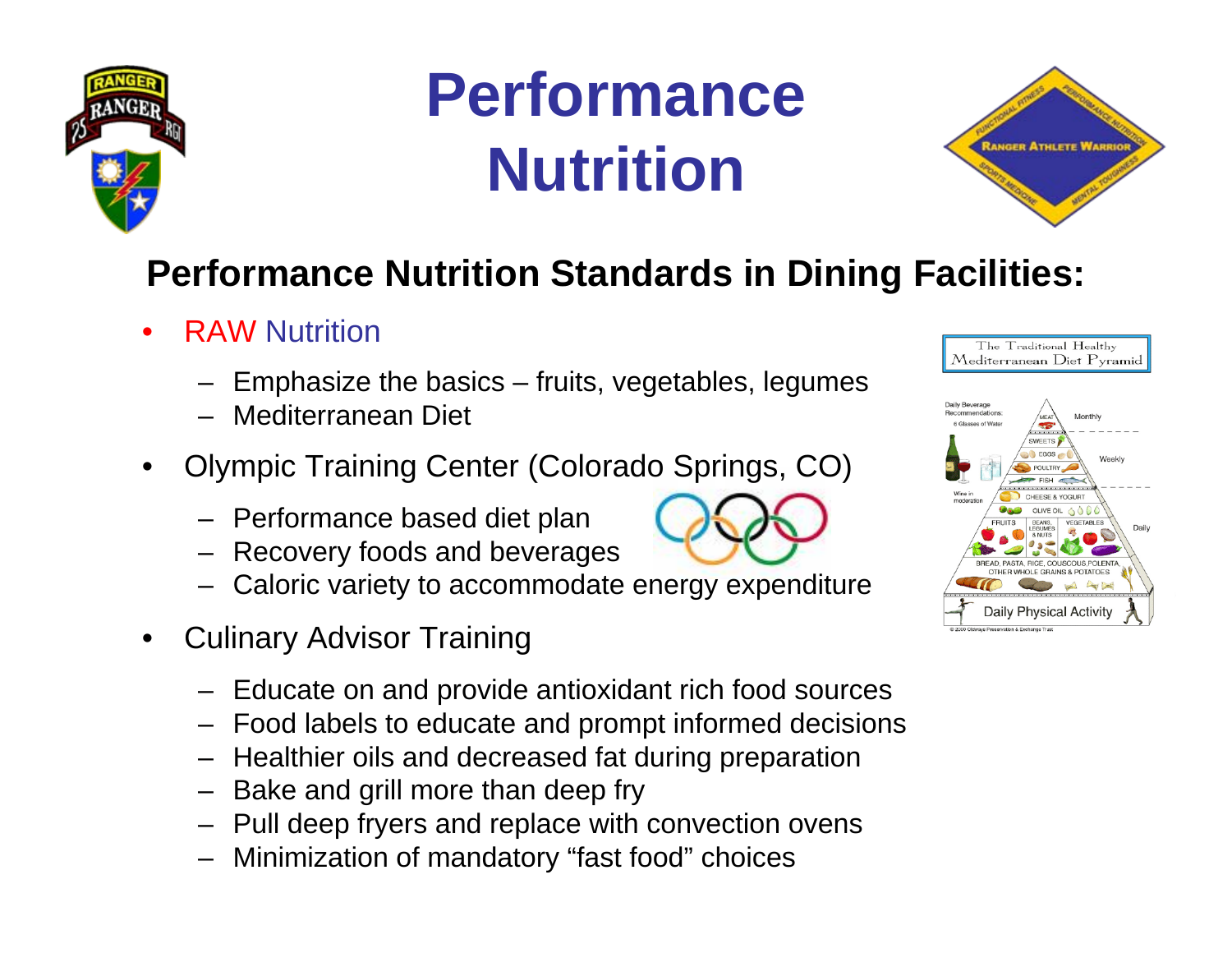# Performance Nutrition

## Performance Nutrition Standards in Dining Facilities:

- RAW Nutrition
  - Emphasize the basics – fruits, vegetables, legumes
  - Mediterranean Diet
- Olympic Training Center (Colorado Springs, CO)
  - Performance based diet plan
  - Recovery foods and beverages
  - Caloric variety to accommodate energy expenditure
- Culinary Advisor Training
  - Educate on and provide antioxidant rich food sources
  - Food labels to educate and prompt informed decisions
  - Healthier oils and decreased fat during preparation
  - Bake and grill more than deep fry
  - Pull deep fryers and replace with convection ovens
  - Minimization of mandatory "fast food" choices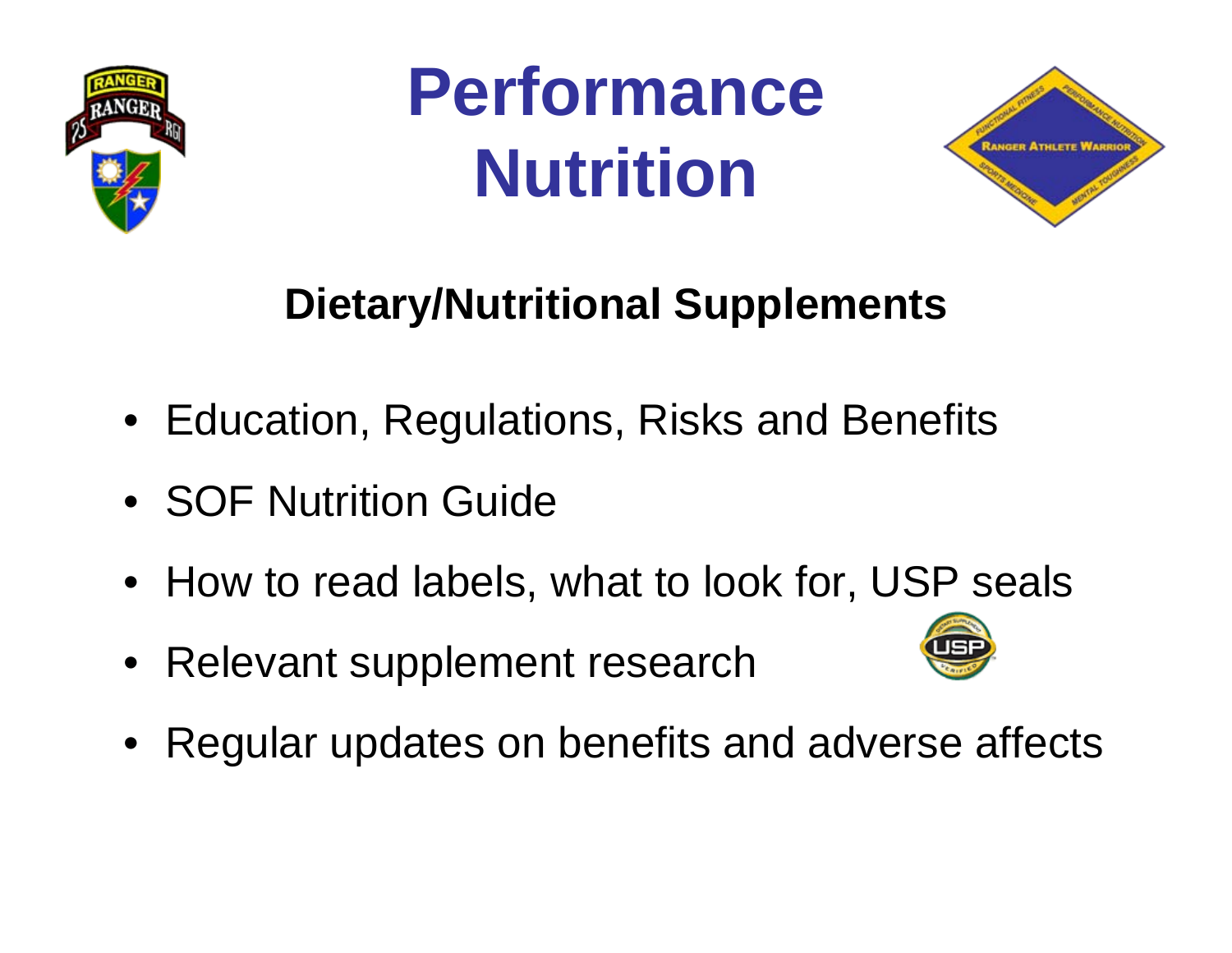# Performance Nutrition

## Dietary/Nutritional Supplements

- Education, Regulations, Risks and Benefits
- SOF Nutrition Guide
- How to read labels, what to look for, USP seals
- Relevant supplement research
- Regular updates on benefits and adverse affects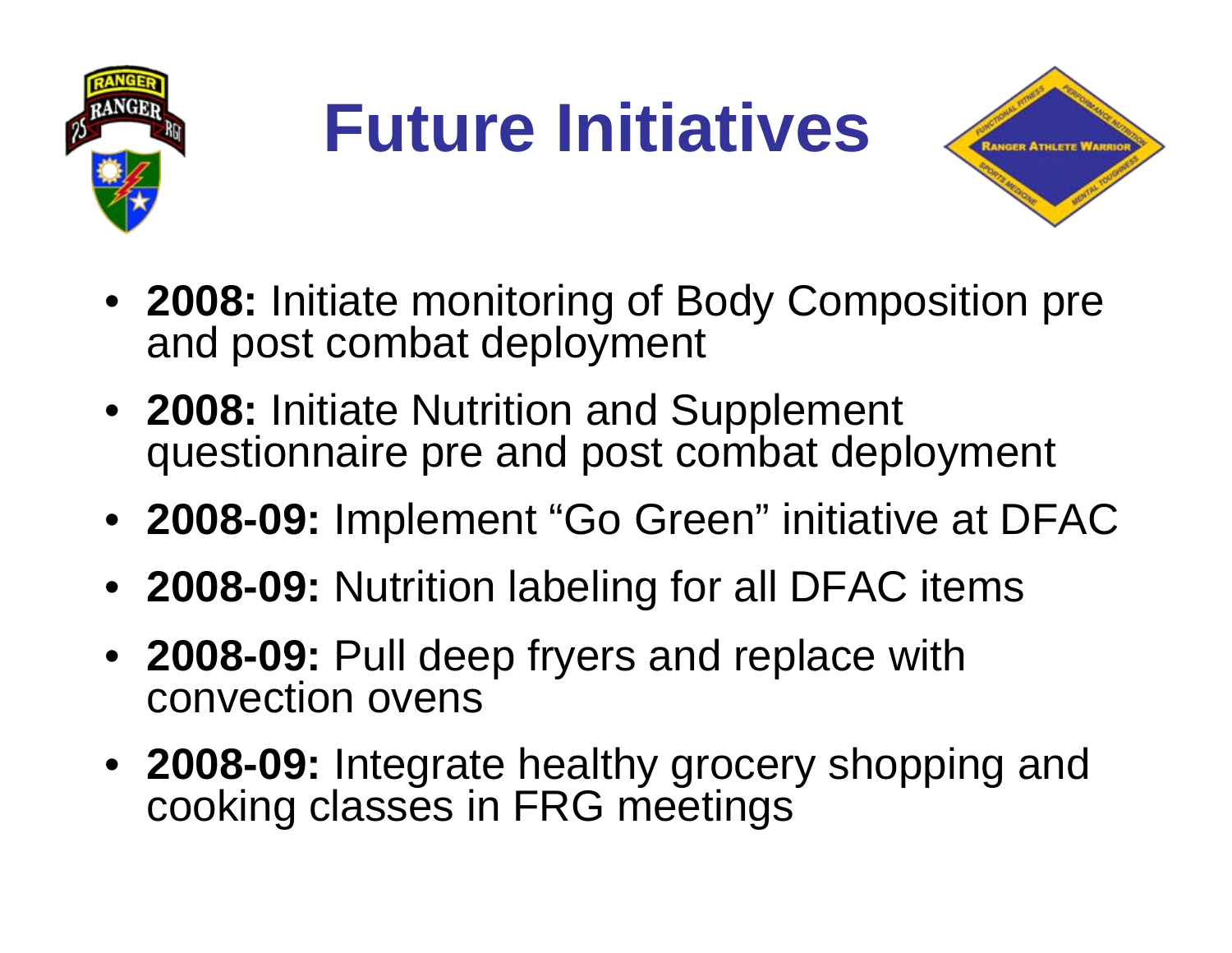# Future Initiatives

- **2008:** Initiate monitoring of Body Composition pre and post combat deployment
- **2008:** Initiate Nutrition and Supplement questionnaire pre and post combat deployment
- **2008-09:** Implement "Go Green" initiative at DFAC
- **2008-09:** Nutrition labeling for all DFAC items
- **2008-09:** Pull deep fryers and replace with convection ovens
- **2008-09:** Integrate healthy grocery shopping and cooking classes in FRG meetings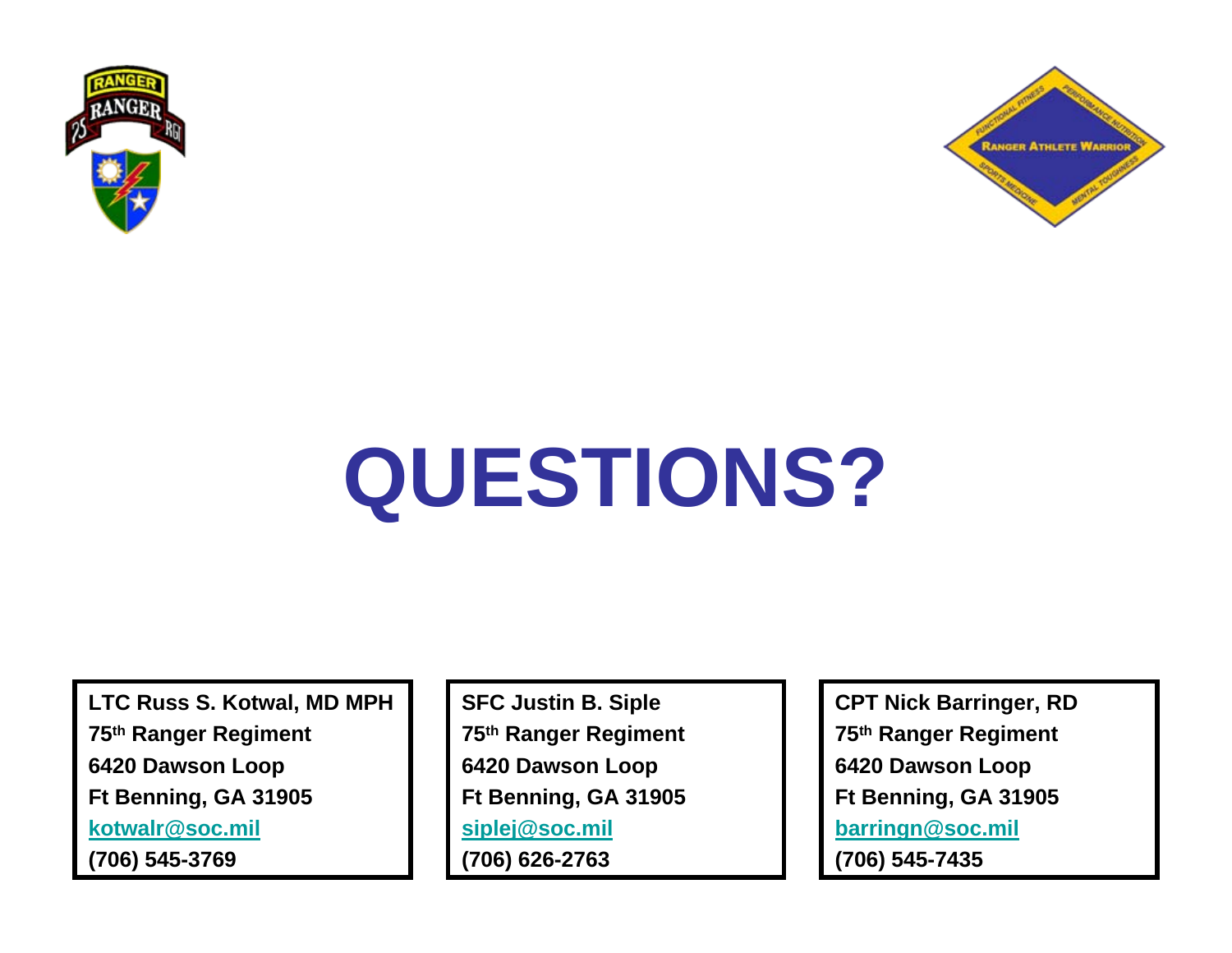# QUESTIONS?

**LTC Russ S. Kotwal, MD MPH**
**75th Ranger Regiment**
**6420 Dawson Loop**
**Ft Benning, GA 31905**
**kotwalr@soc.mil**
**(706) 545-3769**

**SFC Justin B. Siple**
**75th Ranger Regiment**
**6420 Dawson Loop**
**Ft Benning, GA 31905**
**siplej@soc.mil**
**(706) 626-2763**

**CPT Nick Barringer, RD**
**75th Ranger Regiment**
**6420 Dawson Loop**
**Ft Benning, GA 31905**
**barringn@soc.mil**
**(706) 545-7435**